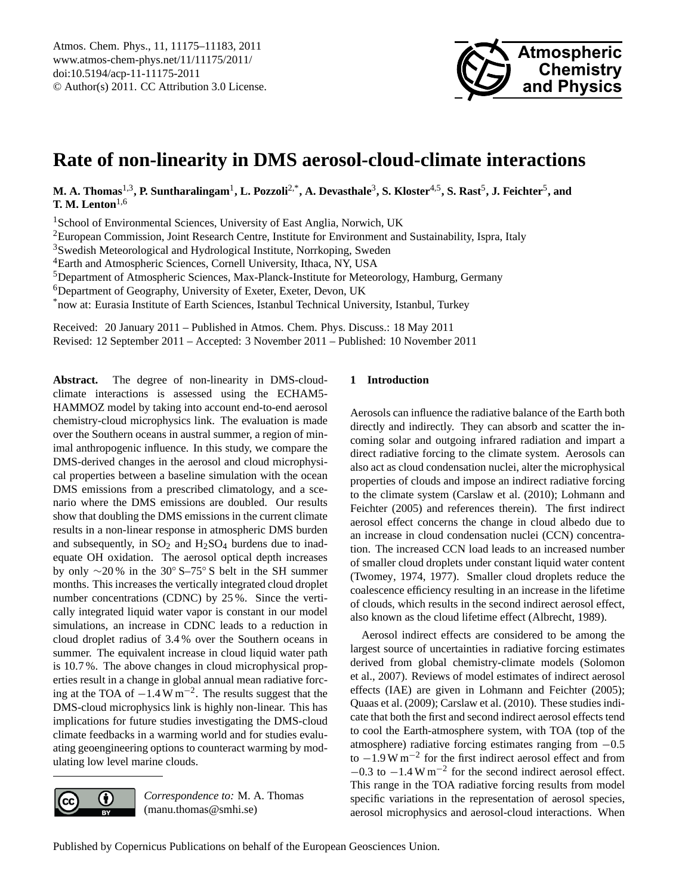# Rate of non-linearity in DMS aerosol-cloud-climate interactions

**M. A. Thomas**[1,3], **P. Suntharalingam**[1], **L. Pozzoli**[2,*], **A. Devasthale**[3], **S. Kloster**[4,5], **S. Rast**[5], **J. Feichter**[5], **and T. M. Lenton**[1,6]

[1]School of Environmental Sciences, University of East Anglia, Norwich, UK
[2]European Commission, Joint Research Centre, Institute for Environment and Sustainability, Ispra, Italy
[3]Swedish Meteorological and Hydrological Institute, Norrkoping, Sweden
[4]Earth and Atmospheric Sciences, Cornell University, Ithaca, NY, USA
[5]Department of Atmospheric Sciences, Max-Planck-Institute for Meteorology, Hamburg, Germany
[6]Department of Geography, University of Exeter, Exeter, Devon, UK
[*]now at: Eurasia Institute of Earth Sciences, Istanbul Technical University, Istanbul, Turkey

Received: 20 January 2011 – Published in Atmos. Chem. Phys. Discuss.: 18 May 2011
Revised: 12 September 2011 – Accepted: 3 November 2011 – Published: 10 November 2011

**Abstract.** The degree of non-linearity in DMS-cloud-climate interactions is assessed using the ECHAM5-HAMMOZ model by taking into account end-to-end aerosol chemistry-cloud microphysics link. The evaluation is made over the Southern oceans in austral summer, a region of minimal anthropogenic influence. In this study, we compare the DMS-derived changes in the aerosol and cloud microphysical properties between a baseline simulation with the ocean DMS emissions from a prescribed climatology, and a scenario where the DMS emissions are doubled. Our results show that doubling the DMS emissions in the current climate results in a non-linear response in atmospheric DMS burden and subsequently, in $SO_2$ and $H_2SO_4$ burdens due to inadequate OH oxidation. The aerosol optical depth increases by only ~20 % in the 30° S–75° S belt in the SH summer months. This increases the vertically integrated cloud droplet number concentrations (CDNC) by 25 %. Since the vertically integrated liquid water vapor is constant in our model simulations, an increase in CDNC leads to a reduction in cloud droplet radius of 3.4 % over the Southern oceans in summer. The equivalent increase in cloud liquid water path is 10.7 %. The above changes in cloud microphysical properties result in a change in global annual mean radiative forcing at the TOA of $-1.4\,\mathrm{W\,m^{-2}}$. The results suggest that the DMS-cloud microphysics link is highly non-linear. This has implications for future studies investigating the DMS-cloud climate feedbacks in a warming world and for studies evaluating geoengineering options to counteract warming by modulating low level marine clouds.

*Correspondence to:* M. A. Thomas (manu.thomas@smhi.se)

## 1 Introduction

Aerosols can influence the radiative balance of the Earth both directly and indirectly. They can absorb and scatter the incoming solar and outgoing infrared radiation and impart a direct radiative forcing to the climate system. Aerosols can also act as cloud condensation nuclei, alter the microphysical properties of clouds and impose an indirect radiative forcing to the climate system (Carslaw et al. (2010); Lohmann and Feichter (2005) and references therein). The first indirect aerosol effect concerns the change in cloud albedo due to an increase in cloud condensation nuclei (CCN) concentration. The increased CCN load leads to an increased number of smaller cloud droplets under constant liquid water content (Twomey, 1974, 1977). Smaller cloud droplets reduce the coalescence efficiency resulting in an increase in the lifetime of clouds, which results in the second indirect aerosol effect, also known as the cloud lifetime effect (Albrecht, 1989).

Aerosol indirect effects are considered to be among the largest source of uncertainties in radiative forcing estimates derived from global chemistry-climate models (Solomon et al., 2007). Reviews of model estimates of indirect aerosol effects (IAE) are given in Lohmann and Feichter (2005); Quaas et al. (2009); Carslaw et al. (2010). These studies indicate that both the first and second indirect aerosol effects tend to cool the Earth-atmosphere system, with TOA (top of the atmosphere) radiative forcing estimates ranging from −0.5 to $-1.9\,\mathrm{W\,m^{-2}}$ for the first indirect aerosol effect and from −0.3 to $-1.4\,\mathrm{W\,m^{-2}}$ for the second indirect aerosol effect. This range in the TOA radiative forcing results from model specific variations in the representation of aerosol species, aerosol microphysics and aerosol-cloud interactions. When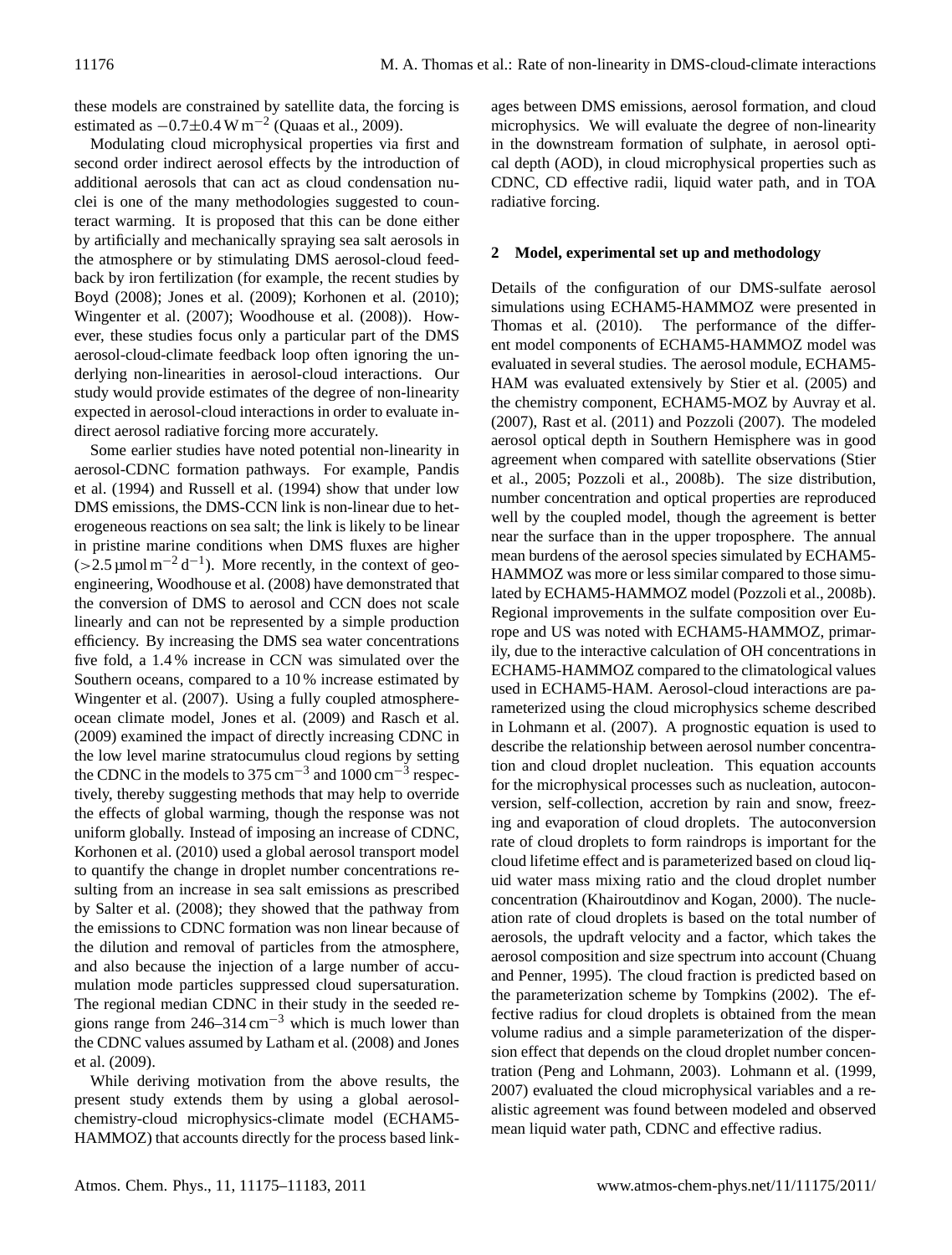these models are constrained by satellite data, the forcing is estimated as $-0.7\pm0.4\,\mathrm{W\,m^{-2}}$ (Quaas et al., 2009).

Modulating cloud microphysical properties via first and second order indirect aerosol effects by the introduction of additional aerosols that can act as cloud condensation nuclei is one of the many methodologies suggested to counteract warming. It is proposed that this can be done either by artificially and mechanically spraying sea salt aerosols in the atmosphere or by stimulating DMS aerosol-cloud feedback by iron fertilization (for example, the recent studies by Boyd (2008); Jones et al. (2009); Korhonen et al. (2010); Wingenter et al. (2007); Woodhouse et al. (2008)). However, these studies focus only a particular part of the DMS aerosol-cloud-climate feedback loop often ignoring the underlying non-linearities in aerosol-cloud interactions. Our study would provide estimates of the degree of non-linearity expected in aerosol-cloud interactions in order to evaluate indirect aerosol radiative forcing more accurately.

Some earlier studies have noted potential non-linearity in aerosol-CDNC formation pathways. For example, Pandis et al. (1994) and Russell et al. (1994) show that under low DMS emissions, the DMS-CCN link is non-linear due to heterogeneous reactions on sea salt; the link is likely to be linear in pristine marine conditions when DMS fluxes are higher ($>2.5\,\mathrm{\mu mol\,m^{-2}\,d^{-1}}$). More recently, in the context of geoengineering, Woodhouse et al. (2008) have demonstrated that the conversion of DMS to aerosol and CCN does not scale linearly and can not be represented by a simple production efficiency. By increasing the DMS sea water concentrations five fold, a 1.4 % increase in CCN was simulated over the Southern oceans, compared to a 10 % increase estimated by Wingenter et al. (2007). Using a fully coupled atmosphere-ocean climate model, Jones et al. (2009) and Rasch et al. (2009) examined the impact of directly increasing CDNC in the low level marine stratocumulus cloud regions by setting the CDNC in the models to $375\,\mathrm{cm^{-3}}$ and $1000\,\mathrm{cm^{-3}}$ respectively, thereby suggesting methods that may help to override the effects of global warming, though the response was not uniform globally. Instead of imposing an increase of CDNC, Korhonen et al. (2010) used a global aerosol transport model to quantify the change in droplet number concentrations resulting from an increase in sea salt emissions as prescribed by Salter et al. (2008); they showed that the pathway from the emissions to CDNC formation was non linear because of the dilution and removal of particles from the atmosphere, and also because the injection of a large number of accumulation mode particles suppressed cloud supersaturation. The regional median CDNC in their study in the seeded regions range from $246$–$314\,\mathrm{cm^{-3}}$ which is much lower than the CDNC values assumed by Latham et al. (2008) and Jones et al. (2009).

While deriving motivation from the above results, the present study extends them by using a global aerosol-chemistry-cloud microphysics-climate model (ECHAM5-HAMMOZ) that accounts directly for the process based linkages between DMS emissions, aerosol formation, and cloud microphysics. We will evaluate the degree of non-linearity in the downstream formation of sulphate, in aerosol optical depth (AOD), in cloud microphysical properties such as CDNC, CD effective radii, liquid water path, and in TOA radiative forcing.

## 2 Model, experimental set up and methodology

Details of the configuration of our DMS-sulfate aerosol simulations using ECHAM5-HAMMOZ were presented in Thomas et al. (2010). The performance of the different model components of ECHAM5-HAMMOZ model was evaluated in several studies. The aerosol module, ECHAM5-HAM was evaluated extensively by Stier et al. (2005) and the chemistry component, ECHAM5-MOZ by Auvray et al. (2007), Rast et al. (2011) and Pozzoli (2007). The modeled aerosol optical depth in Southern Hemisphere was in good agreement when compared with satellite observations (Stier et al., 2005; Pozzoli et al., 2008b). The size distribution, number concentration and optical properties are reproduced well by the coupled model, though the agreement is better near the surface than in the upper troposphere. The annual mean burdens of the aerosol species simulated by ECHAM5-HAMMOZ was more or less similar compared to those simulated by ECHAM5-HAMMOZ model (Pozzoli et al., 2008b). Regional improvements in the sulfate composition over Europe and US was noted with ECHAM5-HAMMOZ, primarily, due to the interactive calculation of OH concentrations in ECHAM5-HAMMOZ compared to the climatological values used in ECHAM5-HAM. Aerosol-cloud interactions are parameterized using the cloud microphysics scheme described in Lohmann et al. (2007). A prognostic equation is used to describe the relationship between aerosol number concentration and cloud droplet nucleation. This equation accounts for the microphysical processes such as nucleation, autoconversion, self-collection, accretion by rain and snow, freezing and evaporation of cloud droplets. The autoconversion rate of cloud droplets to form raindrops is important for the cloud lifetime effect and is parameterized based on cloud liquid water mass mixing ratio and the cloud droplet number concentration (Khairoutdinov and Kogan, 2000). The nucleation rate of cloud droplets is based on the total number of aerosols, the updraft velocity and a factor, which takes the aerosol composition and size spectrum into account (Chuang and Penner, 1995). The cloud fraction is predicted based on the parameterization scheme by Tompkins (2002). The effective radius for cloud droplets is obtained from the mean volume radius and a simple parameterization of the dispersion effect that depends on the cloud droplet number concentration (Peng and Lohmann, 2003). Lohmann et al. (1999, 2007) evaluated the cloud microphysical variables and a realistic agreement was found between modeled and observed mean liquid water path, CDNC and effective radius.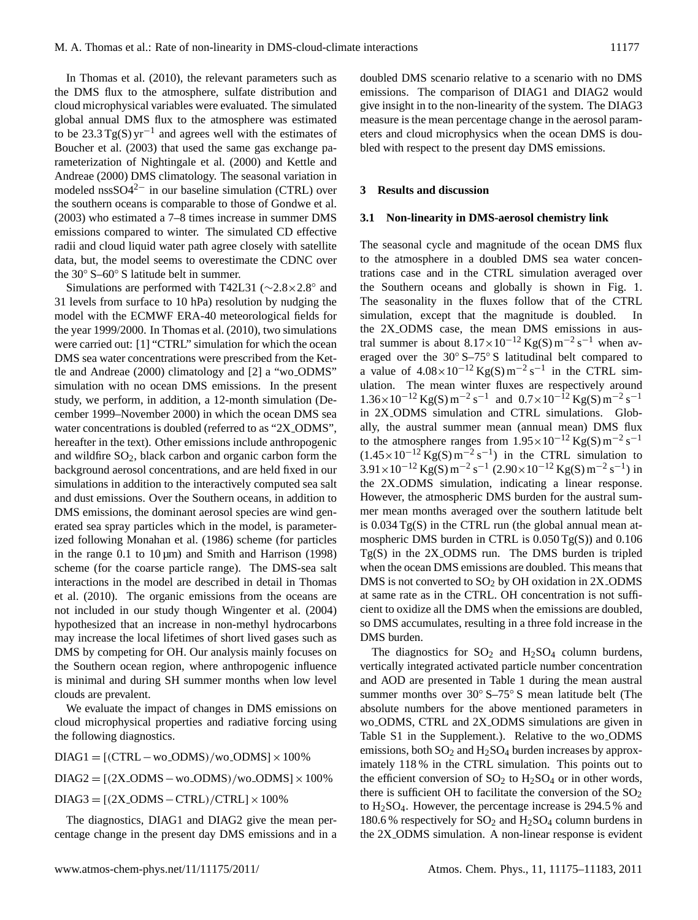In Thomas et al. (2010), the relevant parameters such as the DMS flux to the atmosphere, sulfate distribution and cloud microphysical variables were evaluated. The simulated global annual DMS flux to the atmosphere was estimated to be 23.3 Tg(S) $yr^{-1}$ and agrees well with the estimates of Boucher et al. (2003) that used the same gas exchange parameterization of Nightingale et al. (2000) and Kettle and Andreae (2000) DMS climatology. The seasonal variation in modeled $nssSO4^{2-}$ in our baseline simulation (CTRL) over the southern oceans is comparable to those of Gondwe et al. (2003) who estimated a 7–8 times increase in summer DMS emissions compared to winter. The simulated CD effective radii and cloud liquid water path agree closely with satellite data, but, the model seems to overestimate the CDNC over the 30° S–60° S latitude belt in summer.

Simulations are performed with T42L31 ($\sim 2.8 \times 2.8°$ and 31 levels from surface to 10 hPa) resolution by nudging the model with the ECMWF ERA-40 meteorological fields for the year 1999/2000. In Thomas et al. (2010), two simulations were carried out: [1] "CTRL" simulation for which the ocean DMS sea water concentrations were prescribed from the Kettle and Andreae (2000) climatology and [2] a "wo_ODMS" simulation with no ocean DMS emissions. In the present study, we perform, in addition, a 12-month simulation (December 1999–November 2000) in which the ocean DMS sea water concentrations is doubled (referred to as "2X_ODMS", hereafter in the text). Other emissions include anthropogenic and wildfire $SO_2$, black carbon and organic carbon form the background aerosol concentrations, and are held fixed in our simulations in addition to the interactively computed sea salt and dust emissions. Over the Southern oceans, in addition to DMS emissions, the dominant aerosol species are wind generated sea spray particles which in the model, is parameterized following Monahan et al. (1986) scheme (for particles in the range 0.1 to 10 µm) and Smith and Harrison (1998) scheme (for the coarse particle range). The DMS-sea salt interactions in the model are described in detail in Thomas et al. (2010). The organic emissions from the oceans are not included in our study though Wingenter et al. (2004) hypothesized that an increase in non-methyl hydrocarbons may increase the local lifetimes of short lived gases such as DMS by competing for OH. Our analysis mainly focuses on the Southern ocean region, where anthropogenic influence is minimal and during SH summer months when low level clouds are prevalent.

We evaluate the impact of changes in DMS emissions on cloud microphysical properties and radiative forcing using the following diagnostics.

$$\mathrm{DIAG1} = [(\mathrm{CTRL} - \mathrm{wo\_ODMS})/\mathrm{wo\_ODMS}] \times 100\%$$

$$\mathrm{DIAG2} = [(\mathrm{2X\_ODMS} - \mathrm{wo\_ODMS})/\mathrm{wo\_ODMS}] \times 100\%$$

$$\mathrm{DIAG3} = [(\mathrm{2X\_ODMS} - \mathrm{CTRL})/\mathrm{CTRL}] \times 100\%$$

The diagnostics, DIAG1 and DIAG2 give the mean percentage change in the present day DMS emissions and in a doubled DMS scenario relative to a scenario with no DMS emissions. The comparison of DIAG1 and DIAG2 would give insight in to the non-linearity of the system. The DIAG3 measure is the mean percentage change in the aerosol parameters and cloud microphysics when the ocean DMS is doubled with respect to the present day DMS emissions.

## 3 Results and discussion

### 3.1 Non-linearity in DMS-aerosol chemistry link

The seasonal cycle and magnitude of the ocean DMS flux to the atmosphere in a doubled DMS sea water concentrations case and in the CTRL simulation averaged over the Southern oceans and globally is shown in Fig. 1. The seasonality in the fluxes follow that of the CTRL simulation, except that the magnitude is doubled. In the 2X_ODMS case, the mean DMS emissions in austral summer is about $8.17 \times 10^{-12}$ Kg(S) $m^{-2}$ $s^{-1}$ when averaged over the 30° S–75° S latitudinal belt compared to a value of $4.08 \times 10^{-12}$ Kg(S) $m^{-2}$ $s^{-1}$ in the CTRL simulation. The mean winter fluxes are respectively around $1.36 \times 10^{-12}$ Kg(S) $m^{-2}$ $s^{-1}$ and $0.7 \times 10^{-12}$ Kg(S) $m^{-2}$ $s^{-1}$ in 2X_ODMS simulation and CTRL simulations. Globally, the austral summer mean (annual mean) DMS flux to the atmosphere ranges from $1.95 \times 10^{-12}$ Kg(S) $m^{-2}$ $s^{-1}$ ($1.45 \times 10^{-12}$ Kg(S) $m^{-2}$ $s^{-1}$) in the CTRL simulation to $3.91 \times 10^{-12}$ Kg(S) $m^{-2}$ $s^{-1}$ ($2.90 \times 10^{-12}$ Kg(S) $m^{-2}$ $s^{-1}$) in the 2X_ODMS simulation, indicating a linear response. However, the atmospheric DMS burden for the austral summer mean months averaged over the southern latitude belt is 0.034 Tg(S) in the CTRL run (the global annual mean atmospheric DMS burden in CTRL is 0.050 Tg(S)) and 0.106 Tg(S) in the 2X_ODMS run. The DMS burden is tripled when the ocean DMS emissions are doubled. This means that DMS is not converted to $SO_2$ by OH oxidation in 2X_ODMS at same rate as in the CTRL. OH concentration is not sufficient to oxidize all the DMS when the emissions are doubled, so DMS accumulates, resulting in a three fold increase in the DMS burden.

The diagnostics for $SO_2$ and $H_2SO_4$ column burdens, vertically integrated activated particle number concentration and AOD are presented in Table 1 during the mean austral summer months over 30° S–75° S mean latitude belt (The absolute numbers for the above mentioned parameters in wo_ODMS, CTRL and 2X_ODMS simulations are given in Table S1 in the Supplement.). Relative to the wo_ODMS emissions, both $SO_2$ and $H_2SO_4$ burden increases by approximately 118 % in the CTRL simulation. This points out to the efficient conversion of $SO_2$ to $H_2SO_4$ or in other words, there is sufficient OH to facilitate the conversion of the $SO_2$ to $H_2SO_4$. However, the percentage increase is 294.5 % and 180.6 % respectively for $SO_2$ and $H_2SO_4$ column burdens in the 2X_ODMS simulation. A non-linear response is evident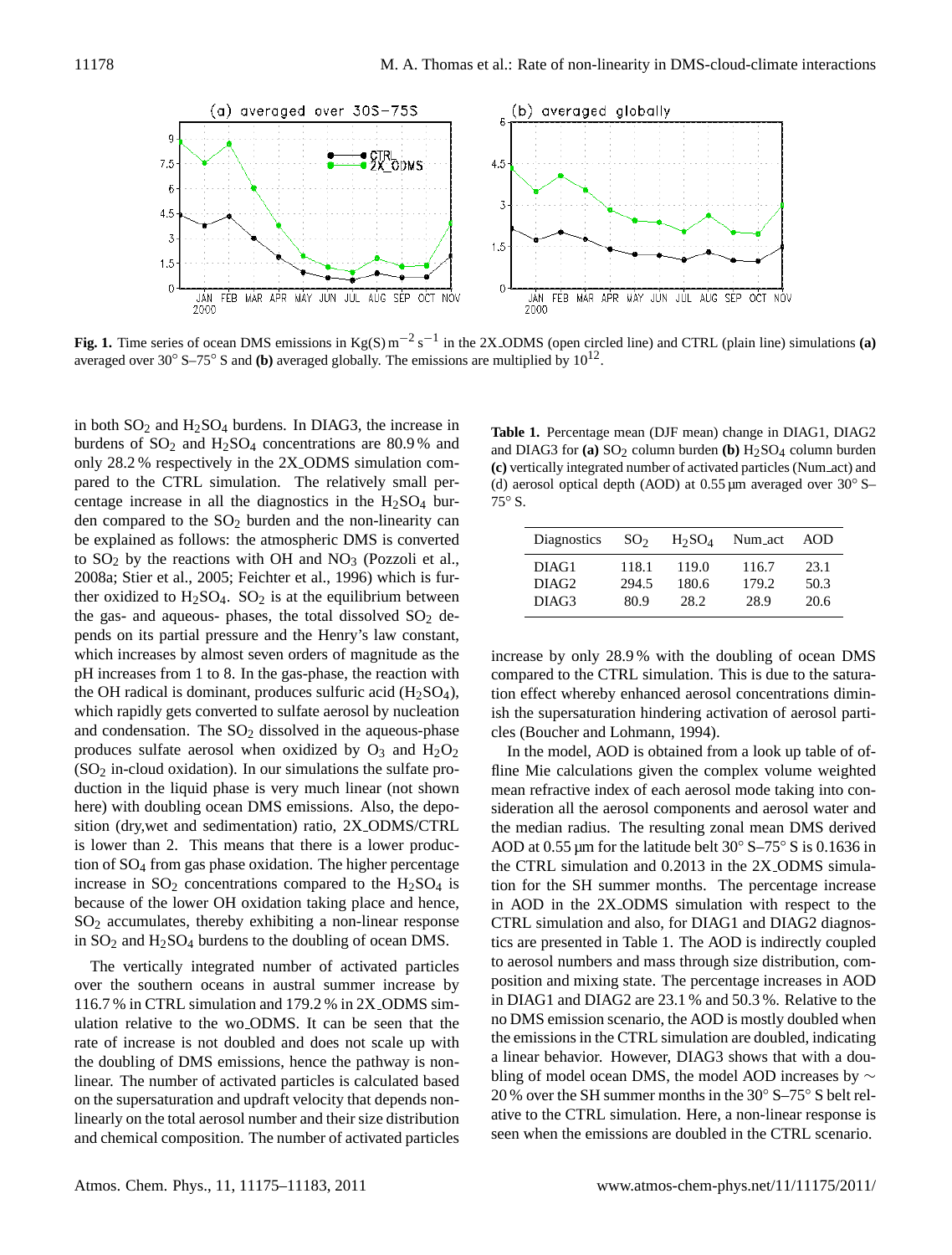**Fig. 1.** Time series of ocean DMS emissions in $\mathrm{Kg(S)\,m^{-2}\,s^{-1}}$ in the 2X_ODMS (open circled line) and CTRL (plain line) simulations **(a)** averaged over 30° S–75° S and **(b)** averaged globally. The emissions are multiplied by $10^{12}$.

in both $SO_2$ and $H_2SO_4$ burdens. In DIAG3, the increase in burdens of $SO_2$ and $H_2SO_4$ concentrations are 80.9 % and only 28.2 % respectively in the 2X_ODMS simulation compared to the CTRL simulation. The relatively small percentage increase in all the diagnostics in the $H_2SO_4$ burden compared to the $SO_2$ burden and the non-linearity can be explained as follows: the atmospheric DMS is converted to $SO_2$ by the reactions with OH and $NO_3$ (Pozzoli et al., 2008a; Stier et al., 2005; Feichter et al., 1996) which is further oxidized to $H_2SO_4$. $SO_2$ is at the equilibrium between the gas- and aqueous- phases, the total dissolved $SO_2$ depends on its partial pressure and the Henry's law constant, which increases by almost seven orders of magnitude as the pH increases from 1 to 8. In the gas-phase, the reaction with the OH radical is dominant, produces sulfuric acid ($H_2SO_4$), which rapidly gets converted to sulfate aerosol by nucleation and condensation. The $SO_2$ dissolved in the aqueous-phase produces sulfate aerosol when oxidized by $O_3$ and $H_2O_2$ ($SO_2$ in-cloud oxidation). In our simulations the sulfate production in the liquid phase is very much linear (not shown here) with doubling ocean DMS emissions. Also, the deposition (dry,wet and sedimentation) ratio, 2X_ODMS/CTRL is lower than 2. This means that there is a lower production of $SO_4$ from gas phase oxidation. The higher percentage increase in $SO_2$ concentrations compared to the $H_2SO_4$ is because of the lower OH oxidation taking place and hence, $SO_2$ accumulates, thereby exhibiting a non-linear response in $SO_2$ and $H_2SO_4$ burdens to the doubling of ocean DMS.

The vertically integrated number of activated particles over the southern oceans in austral summer increase by 116.7 % in CTRL simulation and 179.2 % in 2X_ODMS simulation relative to the wo_ODMS. It can be seen that the rate of increase is not doubled and does not scale up with the doubling of DMS emissions, hence the pathway is non-linear. The number of activated particles is calculated based on the supersaturation and updraft velocity that depends non-linearly on the total aerosol number and their size distribution and chemical composition. The number of activated particles increase by only 28.9 % with the doubling of ocean DMS compared to the CTRL simulation. This is due to the saturation effect whereby enhanced aerosol concentrations diminish the supersaturation hindering activation of aerosol particles (Boucher and Lohmann, 1994).

**Table 1.** Percentage mean (DJF mean) change in DIAG1, DIAG2 and DIAG3 for **(a)** $SO_2$ column burden **(b)** $H_2SO_4$ column burden **(c)** vertically integrated number of activated particles (Num_act) and (d) aerosol optical depth (AOD) at 0.55 µm averaged over 30° S–75° S.

| Diagnostics | $SO_2$ | $H_2SO_4$ | Num_act | AOD |
|---|---|---|---|---|
| DIAG1 | 118.1 | 119.0 | 116.7 | 23.1 |
| DIAG2 | 294.5 | 180.6 | 179.2 | 50.3 |
| DIAG3 | 80.9 | 28.2 | 28.9 | 20.6 |

In the model, AOD is obtained from a look up table of offline Mie calculations given the complex volume weighted mean refractive index of each aerosol mode taking into consideration all the aerosol components and aerosol water and the median radius. The resulting zonal mean DMS derived AOD at 0.55 µm for the latitude belt 30° S–75° S is 0.1636 in the CTRL simulation and 0.2013 in the 2X_ODMS simulation for the SH summer months. The percentage increase in AOD in the 2X_ODMS simulation with respect to the CTRL simulation and also, for DIAG1 and DIAG2 diagnostics are presented in Table 1. The AOD is indirectly coupled to aerosol numbers and mass through size distribution, composition and mixing state. The percentage increases in AOD in DIAG1 and DIAG2 are 23.1 % and 50.3 %. Relative to the no DMS emission scenario, the AOD is mostly doubled when the emissions in the CTRL simulation are doubled, indicating a linear behavior. However, DIAG3 shows that with a doubling of model ocean DMS, the model AOD increases by ~ 20 % over the SH summer months in the 30° S–75° S belt relative to the CTRL simulation. Here, a non-linear response is seen when the emissions are doubled in the CTRL scenario.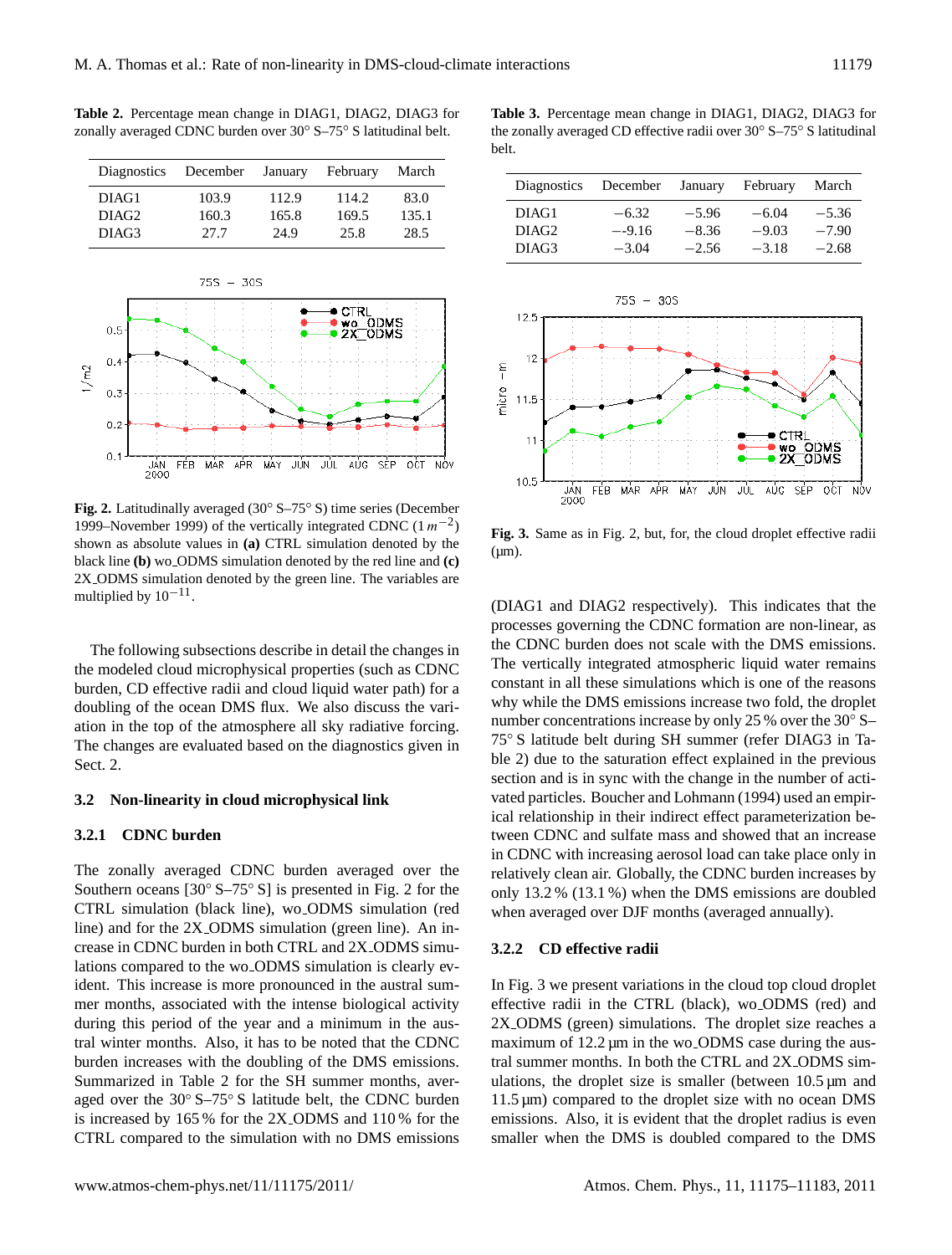**Table 2.** Percentage mean change in DIAG1, DIAG2, DIAG3 for zonally averaged CDNC burden over 30° S–75° S latitudinal belt.

| Diagnostics | December | January | February | March |
|---|---|---|---|---|
| DIAG1 | 103.9 | 112.9 | 114.2 | 83.0 |
| DIAG2 | 160.3 | 165.8 | 169.5 | 135.1 |
| DIAG3 | 27.7 | 24.9 | 25.8 | 28.5 |

**Fig. 2.** Latitudinally averaged (30° S–75° S) time series (December 1999–November 1999) of the vertically integrated CDNC ($1\,m^{-2}$) shown as absolute values in **(a)** CTRL simulation denoted by the black line **(b)** wo_ODMS simulation denoted by the red line and **(c)** 2X_ODMS simulation denoted by the green line. The variables are multiplied by $10^{-11}$.

The following subsections describe in detail the changes in the modeled cloud microphysical properties (such as CDNC burden, CD effective radii and cloud liquid water path) for a doubling of the ocean DMS flux. We also discuss the variation in the top of the atmosphere all sky radiative forcing. The changes are evaluated based on the diagnostics given in Sect. 2.

## 3.2 Non-linearity in cloud microphysical link

### 3.2.1 CDNC burden

The zonally averaged CDNC burden averaged over the Southern oceans [30° S–75° S] is presented in Fig. 2 for the CTRL simulation (black line), wo_ODMS simulation (red line) and for the 2X_ODMS simulation (green line). An increase in CDNC burden in both CTRL and 2X_ODMS simulations compared to the wo_ODMS simulation is clearly evident. This increase is more pronounced in the austral summer months, associated with the intense biological activity during this period of the year and a minimum in the austral winter months. Also, it has to be noted that the CDNC burden increases with the doubling of the DMS emissions. Summarized in Table 2 for the SH summer months, averaged over the 30° S–75° S latitude belt, the CDNC burden is increased by 165 % for the 2X_ODMS and 110 % for the CTRL compared to the simulation with no DMS emissions (DIAG1 and DIAG2 respectively). This indicates that the processes governing the CDNC formation are non-linear, as the CDNC burden does not scale with the DMS emissions. The vertically integrated atmospheric liquid water remains constant in all these simulations which is one of the reasons why while the DMS emissions increase two fold, the droplet number concentrations increase by only 25 % over the 30° S–75° S latitude belt during SH summer (refer DIAG3 in Table 2) due to the saturation effect explained in the previous section and is in sync with the change in the number of activated particles. Boucher and Lohmann (1994) used an empirical relationship in their indirect effect parameterization between CDNC and sulfate mass and showed that an increase in CDNC with increasing aerosol load can take place only in relatively clean air. Globally, the CDNC burden increases by only 13.2 % (13.1 %) when the DMS emissions are doubled when averaged over DJF months (averaged annually).

**Table 3.** Percentage mean change in DIAG1, DIAG2, DIAG3 for the zonally averaged CD effective radii over 30° S–75° S latitudinal belt.

| Diagnostics | December | January | February | March |
|---|---|---|---|---|
| DIAG1 | −6.32 | −5.96 | −6.04 | −5.36 |
| DIAG2 | –-9.16 | −8.36 | −9.03 | −7.90 |
| DIAG3 | −3.04 | −2.56 | −3.18 | −2.68 |

**Fig. 3.** Same as in Fig. 2, but, for, the cloud droplet effective radii (µm).

### 3.2.2 CD effective radii

In Fig. 3 we present variations in the cloud top cloud droplet effective radii in the CTRL (black), wo_ODMS (red) and 2X_ODMS (green) simulations. The droplet size reaches a maximum of 12.2 µm in the wo_ODMS case during the austral summer months. In both the CTRL and 2X_ODMS simulations, the droplet size is smaller (between 10.5 µm and 11.5 µm) compared to the droplet size with no ocean DMS emissions. Also, it is evident that the droplet radius is even smaller when the DMS is doubled compared to the DMS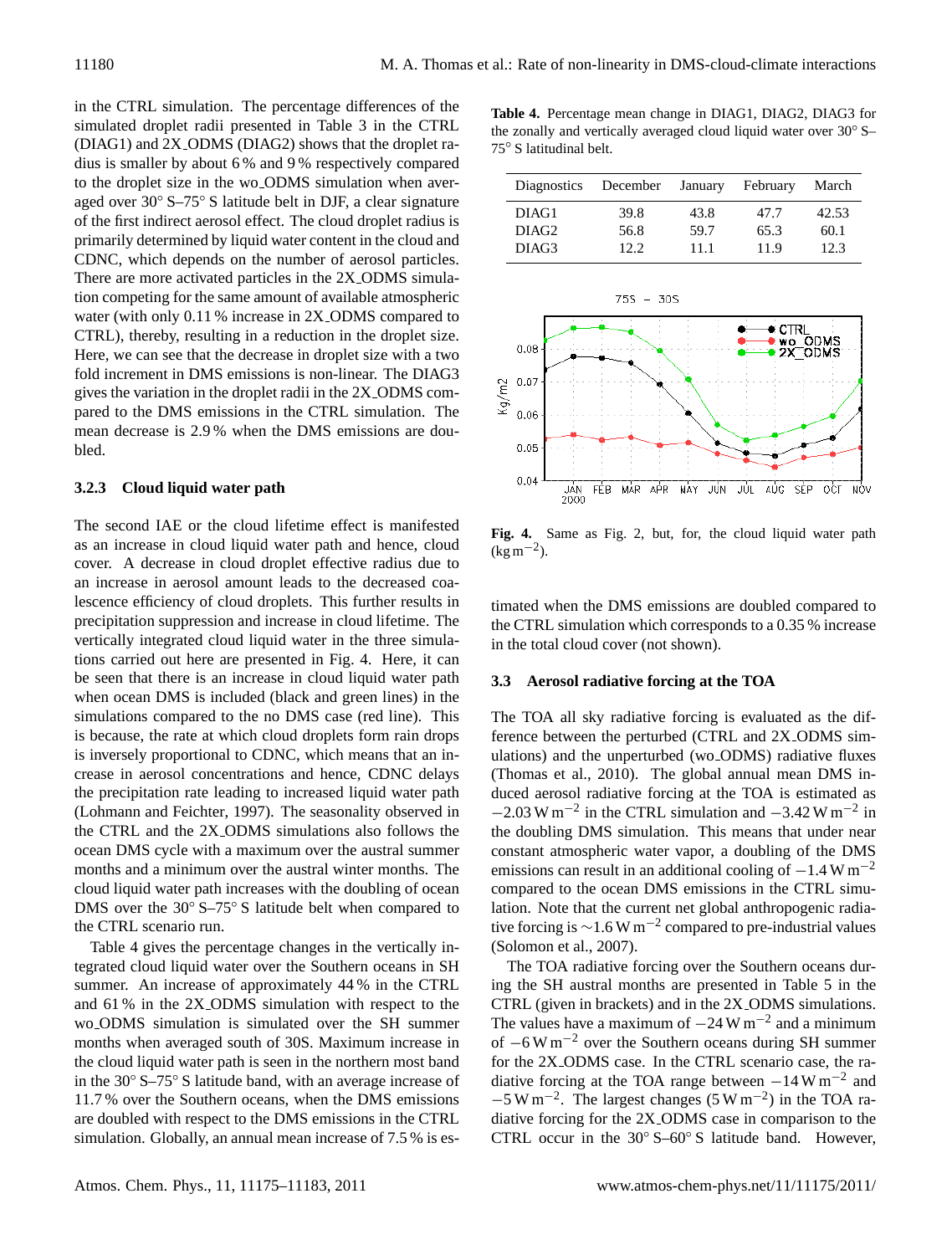in the CTRL simulation. The percentage differences of the simulated droplet radii presented in Table 3 in the CTRL (DIAG1) and 2X_ODMS (DIAG2) shows that the droplet radius is smaller by about 6 % and 9 % respectively compared to the droplet size in the wo_ODMS simulation when averaged over 30° S–75° S latitude belt in DJF, a clear signature of the first indirect aerosol effect. The cloud droplet radius is primarily determined by liquid water content in the cloud and CDNC, which depends on the number of aerosol particles. There are more activated particles in the 2X_ODMS simulation competing for the same amount of available atmospheric water (with only 0.11 % increase in 2X_ODMS compared to CTRL), thereby, resulting in a reduction in the droplet size. Here, we can see that the decrease in droplet size with a two fold increment in DMS emissions is non-linear. The DIAG3 gives the variation in the droplet radii in the 2X_ODMS compared to the DMS emissions in the CTRL simulation. The mean decrease is 2.9 % when the DMS emissions are doubled.

### 3.2.3 Cloud liquid water path

The second IAE or the cloud lifetime effect is manifested as an increase in cloud liquid water path and hence, cloud cover. A decrease in cloud droplet effective radius due to an increase in aerosol amount leads to the decreased coalescence efficiency of cloud droplets. This further results in precipitation suppression and increase in cloud lifetime. The vertically integrated cloud liquid water in the three simulations carried out here are presented in Fig. 4. Here, it can be seen that there is an increase in cloud liquid water path when ocean DMS is included (black and green lines) in the simulations compared to the no DMS case (red line). This is because, the rate at which cloud droplets form rain drops is inversely proportional to CDNC, which means that an increase in aerosol concentrations and hence, CDNC delays the precipitation rate leading to increased liquid water path (Lohmann and Feichter, 1997). The seasonality observed in the CTRL and the 2X_ODMS simulations also follows the ocean DMS cycle with a maximum over the austral summer months and a minimum over the austral winter months. The cloud liquid water path increases with the doubling of ocean DMS over the 30° S–75° S latitude belt when compared to the CTRL scenario run.

Table 4 gives the percentage changes in the vertically integrated cloud liquid water over the Southern oceans in SH summer. An increase of approximately 44 % in the CTRL and 61 % in the 2X_ODMS simulation with respect to the wo_ODMS simulation is simulated over the SH summer months when averaged south of 30S. Maximum increase in the cloud liquid water path is seen in the northern most band in the 30° S–75° S latitude band, with an average increase of 11.7 % over the Southern oceans, when the DMS emissions are doubled with respect to the DMS emissions in the CTRL simulation. Globally, an annual mean increase of 7.5 % is estimated when the DMS emissions are doubled compared to the CTRL simulation which corresponds to a 0.35 % increase in the total cloud cover (not shown).

**Table 4.** Percentage mean change in DIAG1, DIAG2, DIAG3 for the zonally and vertically averaged cloud liquid water over 30° S–75° S latitudinal belt.

| Diagnostics | December | January | February | March |
|---|---|---|---|---|
| DIAG1 | 39.8 | 43.8 | 47.7 | 42.53 |
| DIAG2 | 56.8 | 59.7 | 65.3 | 60.1 |
| DIAG3 | 12.2 | 11.1 | 11.9 | 12.3 |

**Fig. 4.** Same as Fig. 2, but, for, the cloud liquid water path ($kg\,m^{-2}$).

### 3.3 Aerosol radiative forcing at the TOA

The TOA all sky radiative forcing is evaluated as the difference between the perturbed (CTRL and 2X_ODMS simulations) and the unperturbed (wo_ODMS) radiative fluxes (Thomas et al., 2010). The global annual mean DMS induced aerosol radiative forcing at the TOA is estimated as $-2.03\,W\,m^{-2}$ in the CTRL simulation and $-3.42\,W\,m^{-2}$ in the doubling DMS simulation. This means that under near constant atmospheric water vapor, a doubling of the DMS emissions can result in an additional cooling of $-1.4\,W\,m^{-2}$ compared to the ocean DMS emissions in the CTRL simulation. Note that the current net global anthropogenic radiative forcing is $\sim$1.6 $W\,m^{-2}$ compared to pre-industrial values (Solomon et al., 2007).

The TOA radiative forcing over the Southern oceans during the SH austral months are presented in Table 5 in the CTRL (given in brackets) and in the 2X_ODMS simulations. The values have a maximum of $-24\,W\,m^{-2}$ and a minimum of $-6\,W\,m^{-2}$ over the Southern oceans during SH summer for the 2X_ODMS case. In the CTRL scenario case, the radiative forcing at the TOA range between $-14\,W\,m^{-2}$ and $-5\,W\,m^{-2}$. The largest changes ($5\,W\,m^{-2}$) in the TOA radiative forcing for the 2X_ODMS case in comparison to the CTRL occur in the 30° S–60° S latitude band. However,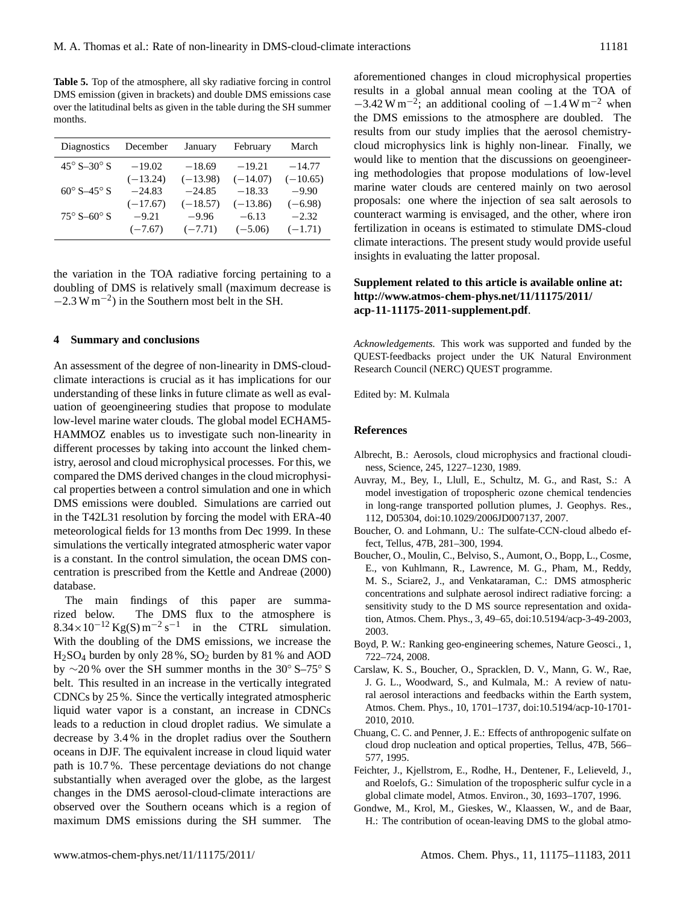**Table 5.** Top of the atmosphere, all sky radiative forcing in control DMS emission (given in brackets) and double DMS emissions case over the latitudinal belts as given in the table during the SH summer months.

| Diagnostics | December | January | February | March |
|---|---|---|---|---|
| 45° S–30° S | −19.02 | −18.69 | −19.21 | −14.77 |
| | (−13.24) | (−13.98) | (−14.07) | (−10.65) |
| 60° S–45° S | −24.83 | −24.85 | −18.33 | −9.90 |
| | (−17.67) | (−18.57) | (−13.86) | (−6.98) |
| 75° S–60° S | −9.21 | −9.96 | −6.13 | −2.32 |
| | (−7.67) | (−7.71) | (−5.06) | (−1.71) |

the variation in the TOA radiative forcing pertaining to a doubling of DMS is relatively small (maximum decrease is $-2.3\,\mathrm{W\,m^{-2}}$) in the Southern most belt in the SH.

## 4 Summary and conclusions

An assessment of the degree of non-linearity in DMS-cloud-climate interactions is crucial as it has implications for our understanding of these links in future climate as well as evaluation of geoengineering studies that propose to modulate low-level marine water clouds. The global model ECHAM5-HAMMOZ enables us to investigate such non-linearity in different processes by taking into account the linked chemistry, aerosol and cloud microphysical processes. For this, we compared the DMS derived changes in the cloud microphysical properties between a control simulation and one in which DMS emissions were doubled. Simulations are carried out in the T42L31 resolution by forcing the model with ERA-40 meteorological fields for 13 months from Dec 1999. In these simulations the vertically integrated atmospheric water vapor is a constant. In the control simulation, the ocean DMS concentration is prescribed from the Kettle and Andreae (2000) database.

The main findings of this paper are summarized below. The DMS flux to the atmosphere is $8.34\times10^{-12}\,\mathrm{Kg(S)\,m^{-2}\,s^{-1}}$ in the CTRL simulation. With the doubling of the DMS emissions, we increase the $H_2SO_4$ burden by only 28 %, $SO_2$ burden by 81 % and AOD by ∼20 % over the SH summer months in the 30° S–75° S belt. This resulted in an increase in the vertically integrated CDNCs by 25 %. Since the vertically integrated atmospheric liquid water vapor is a constant, an increase in CDNCs leads to a reduction in cloud droplet radius. We simulate a decrease by 3.4 % in the droplet radius over the Southern oceans in DJF. The equivalent increase in cloud liquid water path is 10.7 %. These percentage deviations do not change substantially when averaged over the globe, as the largest changes in the DMS aerosol-cloud-climate interactions are observed over the Southern oceans which is a region of maximum DMS emissions during the SH summer. The aforementioned changes in cloud microphysical properties results in a global annual mean cooling at the TOA of $-3.42\,\mathrm{W\,m^{-2}}$; an additional cooling of $-1.4\,\mathrm{W\,m^{-2}}$ when the DMS emissions to the atmosphere are doubled. The results from our study implies that the aerosol chemistry-cloud microphysics link is highly non-linear. Finally, we would like to mention that the discussions on geoengineering methodologies that propose modulations of low-level marine water clouds are centered mainly on two aerosol proposals: one where the injection of sea salt aerosols to counteract warming is envisaged, and the other, where iron fertilization in oceans is estimated to stimulate DMS-cloud climate interactions. The present study would provide useful insights in evaluating the latter proposal.

**Supplement related to this article is available online at: http://www.atmos-chem-phys.net/11/11175/2011/acp-11-11175-2011-supplement.pdf.**

*Acknowledgements.* This work was supported and funded by the QUEST-feedbacks project under the UK Natural Environment Research Council (NERC) QUEST programme.

Edited by: M. Kulmala

## References

Albrecht, B.: Aerosols, cloud microphysics and fractional cloudiness, Science, 245, 1227–1230, 1989.

Auvray, M., Bey, I., Llull, E., Schultz, M. G., and Rast, S.: A model investigation of tropospheric ozone chemical tendencies in long-range transported pollution plumes, J. Geophys. Res., 112, D05304, doi:10.1029/2006JD007137, 2007.

Boucher, O. and Lohmann, U.: The sulfate-CCN-cloud albedo effect, Tellus, 47B, 281–300, 1994.

Boucher, O., Moulin, C., Belviso, S., Aumont, O., Bopp, L., Cosme, E., von Kuhlmann, R., Lawrence, M. G., Pham, M., Reddy, M. S., Sciare2, J., and Venkataraman, C.: DMS atmospheric concentrations and sulphate aerosol indirect radiative forcing: a sensitivity study to the D MS source representation and oxidation, Atmos. Chem. Phys., 3, 49–65, doi:10.5194/acp-3-49-2003, 2003.

Boyd, P. W.: Ranking geo-engineering schemes, Nature Geosci., 1, 722–724, 2008.

Carslaw, K. S., Boucher, O., Spracklen, D. V., Mann, G. W., Rae, J. G. L., Woodward, S., and Kulmala, M.: A review of natural aerosol interactions and feedbacks within the Earth system, Atmos. Chem. Phys., 10, 1701–1737, doi:10.5194/acp-10-1701-2010, 2010.

Chuang, C. C. and Penner, J. E.: Effects of anthropogenic sulfate on cloud drop nucleation and optical properties, Tellus, 47B, 566–577, 1995.

Feichter, J., Kjellstrom, E., Rodhe, H., Dentener, F., Lelieveld, J., and Roelofs, G.: Simulation of the tropospheric sulfur cycle in a global climate model, Atmos. Environ., 30, 1693–1707, 1996.

Gondwe, M., Krol, M., Gieskes, W., Klaassen, W., and de Baar, H.: The contribution of ocean-leaving DMS to the global atmo-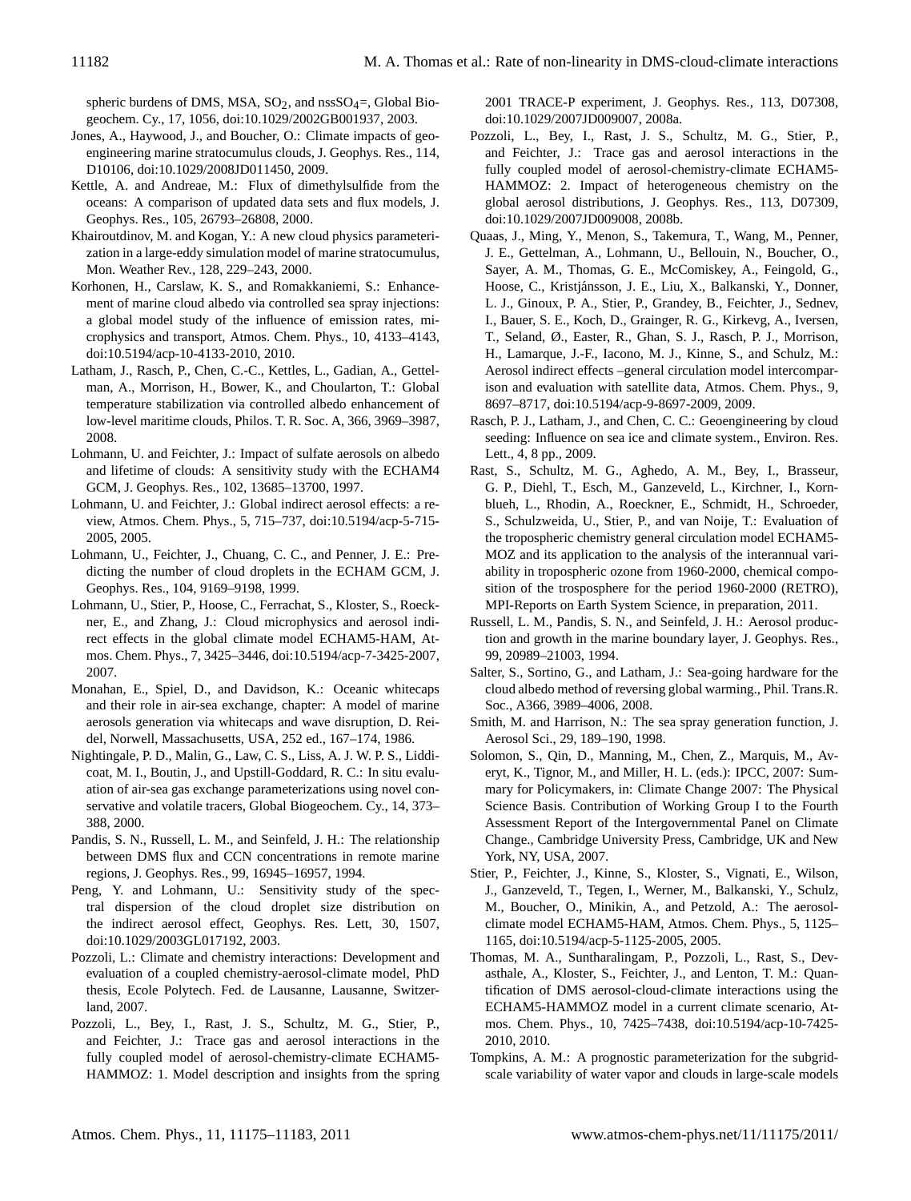spheric burdens of DMS, MSA, $SO_2$, and $nssSO_4=$, Global Biogeochem. Cy., 17, 1056, doi:10.1029/2002GB001937, 2003.

Jones, A., Haywood, J., and Boucher, O.: Climate impacts of geoengineering marine stratocumulus clouds, J. Geophys. Res., 114, D10106, doi:10.1029/2008JD011450, 2009.

Kettle, A. and Andreae, M.: Flux of dimethylsulfide from the oceans: A comparison of updated data sets and flux models, J. Geophys. Res., 105, 26793–26808, 2000.

Khairoutdinov, M. and Kogan, Y.: A new cloud physics parameterization in a large-eddy simulation model of marine stratocumulus, Mon. Weather Rev., 128, 229–243, 2000.

Korhonen, H., Carslaw, K. S., and Romakkaniemi, S.: Enhancement of marine cloud albedo via controlled sea spray injections: a global model study of the influence of emission rates, microphysics and transport, Atmos. Chem. Phys., 10, 4133–4143, doi:10.5194/acp-10-4133-2010, 2010.

Latham, J., Rasch, P., Chen, C.-C., Kettles, L., Gadian, A., Gettelman, A., Morrison, H., Bower, K., and Choularton, T.: Global temperature stabilization via controlled albedo enhancement of low-level maritime clouds, Philos. T. R. Soc. A, 366, 3969–3987, 2008.

Lohmann, U. and Feichter, J.: Impact of sulfate aerosols on albedo and lifetime of clouds: A sensitivity study with the ECHAM4 GCM, J. Geophys. Res., 102, 13685–13700, 1997.

Lohmann, U. and Feichter, J.: Global indirect aerosol effects: a review, Atmos. Chem. Phys., 5, 715–737, doi:10.5194/acp-5-715-2005, 2005.

Lohmann, U., Feichter, J., Chuang, C. C., and Penner, J. E.: Predicting the number of cloud droplets in the ECHAM GCM, J. Geophys. Res., 104, 9169–9198, 1999.

Lohmann, U., Stier, P., Hoose, C., Ferrachat, S., Kloster, S., Roeckner, E., and Zhang, J.: Cloud microphysics and aerosol indirect effects in the global climate model ECHAM5-HAM, Atmos. Chem. Phys., 7, 3425–3446, doi:10.5194/acp-7-3425-2007, 2007.

Monahan, E., Spiel, D., and Davidson, K.: Oceanic whitecaps and their role in air-sea exchange, chapter: A model of marine aerosols generation via whitecaps and wave disruption, D. Reidel, Norwell, Massachusetts, USA, 252 ed., 167–174, 1986.

Nightingale, P. D., Malin, G., Law, C. S., Liss, A. J. W. P. S., Liddicoat, M. I., Boutin, J., and Upstill-Goddard, R. C.: In situ evaluation of air-sea gas exchange parameterizations using novel conservative and volatile tracers, Global Biogeochem. Cy., 14, 373–388, 2000.

Pandis, S. N., Russell, L. M., and Seinfeld, J. H.: The relationship between DMS flux and CCN concentrations in remote marine regions, J. Geophys. Res., 99, 16945–16957, 1994.

Peng, Y. and Lohmann, U.: Sensitivity study of the spectral dispersion of the cloud droplet size distribution on the indirect aerosol effect, Geophys. Res. Lett, 30, 1507, doi:10.1029/2003GL017192, 2003.

Pozzoli, L.: Climate and chemistry interactions: Development and evaluation of a coupled chemistry-aerosol-climate model, PhD thesis, Ecole Polytech. Fed. de Lausanne, Lausanne, Switzerland, 2007.

Pozzoli, L., Bey, I., Rast, J. S., Schultz, M. G., Stier, P., and Feichter, J.: Trace gas and aerosol interactions in the fully coupled model of aerosol-chemistry-climate ECHAM5-HAMMOZ: 1. Model description and insights from the spring 2001 TRACE-P experiment, J. Geophys. Res., 113, D07308, doi:10.1029/2007JD009007, 2008a.

Pozzoli, L., Bey, I., Rast, J. S., Schultz, M. G., Stier, P., and Feichter, J.: Trace gas and aerosol interactions in the fully coupled model of aerosol-chemistry-climate ECHAM5-HAMMOZ: 2. Impact of heterogeneous chemistry on the global aerosol distributions, J. Geophys. Res., 113, D07309, doi:10.1029/2007JD009008, 2008b.

Quaas, J., Ming, Y., Menon, S., Takemura, T., Wang, M., Penner, J. E., Gettelman, A., Lohmann, U., Bellouin, N., Boucher, O., Sayer, A. M., Thomas, G. E., McComiskey, A., Feingold, G., Hoose, C., Kristjánsson, J. E., Liu, X., Balkanski, Y., Donner, L. J., Ginoux, P. A., Stier, P., Grandey, B., Feichter, J., Sednev, I., Bauer, S. E., Koch, D., Grainger, R. G., Kirkevg, A., Iversen, T., Seland, Ø., Easter, R., Ghan, S. J., Rasch, P. J., Morrison, H., Lamarque, J.-F., Iacono, M. J., Kinne, S., and Schulz, M.: Aerosol indirect effects –general circulation model intercomparison and evaluation with satellite data, Atmos. Chem. Phys., 9, 8697–8717, doi:10.5194/acp-9-8697-2009, 2009.

Rasch, P. J., Latham, J., and Chen, C. C.: Geoengineering by cloud seeding: Influence on sea ice and climate system., Environ. Res. Lett., 4, 8 pp., 2009.

Rast, S., Schultz, M. G., Aghedo, A. M., Bey, I., Brasseur, G. P., Diehl, T., Esch, M., Ganzeveld, L., Kirchner, I., Kornblueh, L., Rhodin, A., Roeckner, E., Schmidt, H., Schroeder, S., Schulzweida, U., Stier, P., and van Noije, T.: Evaluation of the tropospheric chemistry general circulation model ECHAM5-MOZ and its application to the analysis of the interannual variability in tropospheric ozone from 1960-2000, chemical composition of the trosposphere for the period 1960-2000 (RETRO), MPI-Reports on Earth System Science, in preparation, 2011.

Russell, L. M., Pandis, S. N., and Seinfeld, J. H.: Aerosol production and growth in the marine boundary layer, J. Geophys. Res., 99, 20989–21003, 1994.

Salter, S., Sortino, G., and Latham, J.: Sea-going hardware for the cloud albedo method of reversing global warming., Phil. Trans.R. Soc., A366, 3989–4006, 2008.

Smith, M. and Harrison, N.: The sea spray generation function, J. Aerosol Sci., 29, 189–190, 1998.

Solomon, S., Qin, D., Manning, M., Chen, Z., Marquis, M., Averyt, K., Tignor, M., and Miller, H. L. (eds.): IPCC, 2007: Summary for Policymakers, in: Climate Change 2007: The Physical Science Basis. Contribution of Working Group I to the Fourth Assessment Report of the Intergovernmental Panel on Climate Change., Cambridge University Press, Cambridge, UK and New York, NY, USA, 2007.

Stier, P., Feichter, J., Kinne, S., Kloster, S., Vignati, E., Wilson, J., Ganzeveld, T., Tegen, I., Werner, M., Balkanski, Y., Schulz, M., Boucher, O., Minikin, A., and Petzold, A.: The aerosol-climate model ECHAM5-HAM, Atmos. Chem. Phys., 5, 1125–1165, doi:10.5194/acp-5-1125-2005, 2005.

Thomas, M. A., Suntharalingam, P., Pozzoli, L., Rast, S., Devasthale, A., Kloster, S., Feichter, J., and Lenton, T. M.: Quantification of DMS aerosol-cloud-climate interactions using the ECHAM5-HAMMOZ model in a current climate scenario, Atmos. Chem. Phys., 10, 7425–7438, doi:10.5194/acp-10-7425-2010, 2010.

Tompkins, A. M.: A prognostic parameterization for the subgrid-scale variability of water vapor and clouds in large-scale models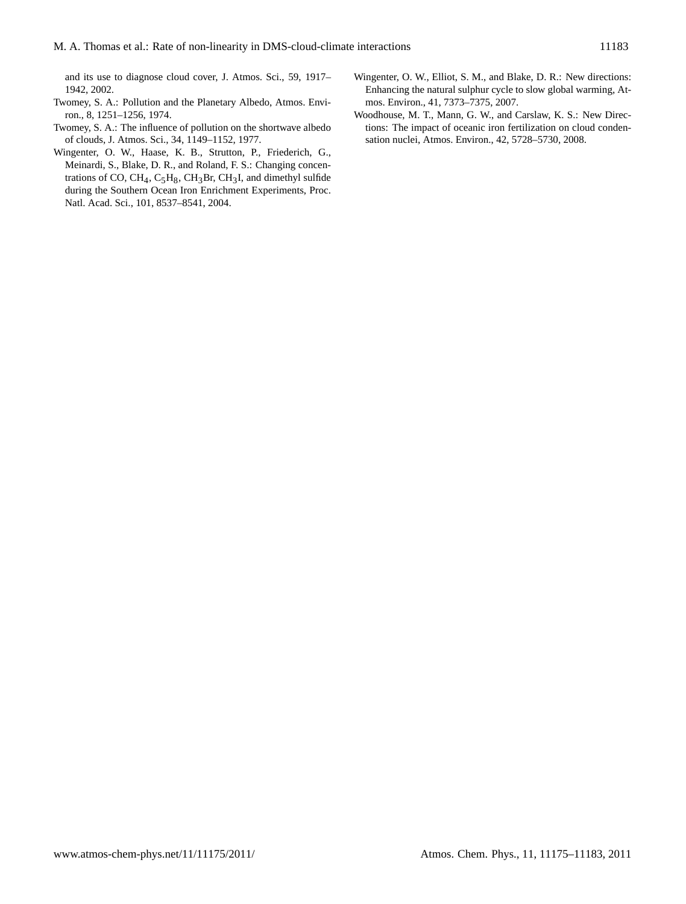and its use to diagnose cloud cover, J. Atmos. Sci., 59, 1917–1942, 2002.

Twomey, S. A.: Pollution and the Planetary Albedo, Atmos. Environ., 8, 1251–1256, 1974.

Twomey, S. A.: The influence of pollution on the shortwave albedo of clouds, J. Atmos. Sci., 34, 1149–1152, 1977.

Wingenter, O. W., Haase, K. B., Strutton, P., Friederich, G., Meinardi, S., Blake, D. R., and Roland, F. S.: Changing concentrations of CO, $CH_4$, $C_5H_8$, $CH_3Br$, $CH_3I$, and dimethyl sulfide during the Southern Ocean Iron Enrichment Experiments, Proc. Natl. Acad. Sci., 101, 8537–8541, 2004.

Wingenter, O. W., Elliot, S. M., and Blake, D. R.: New directions: Enhancing the natural sulphur cycle to slow global warming, Atmos. Environ., 41, 7373–7375, 2007.

Woodhouse, M. T., Mann, G. W., and Carslaw, K. S.: New Directions: The impact of oceanic iron fertilization on cloud condensation nuclei, Atmos. Environ., 42, 5728–5730, 2008.